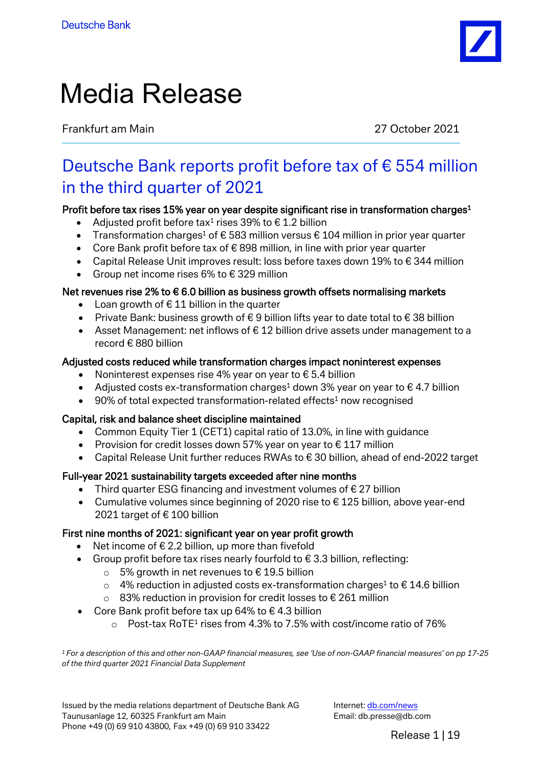Deutsche Bank

# Media Release

Frankfurt am Main 27 October 2021

## Deutsche Bank reports profit before tax of € 554 million in the third quarter of 2021

**Profit before tax rises 15% year on year despite significant rise in transformation charges[1]**

- Adjusted profit before tax[1] rises 39% to € 1.2 billion
- Transformation charges[1] of € 583 million versus € 104 million in prior year quarter
- Core Bank profit before tax of € 898 million, in line with prior year quarter
- Capital Release Unit improves result: loss before taxes down 19% to € 344 million
- Group net income rises 6% to € 329 million

**Net revenues rise 2% to € 6.0 billion as business growth offsets normalising markets**

- Loan growth of € 11 billion in the quarter
- Private Bank: business growth of € 9 billion lifts year to date total to € 38 billion
- Asset Management: net inflows of € 12 billion drive assets under management to a record € 880 billion

**Adjusted costs reduced while transformation charges impact noninterest expenses**

- Noninterest expenses rise 4% year on year to € 5.4 billion
- Adjusted costs ex-transformation charges[1] down 3% year on year to € 4.7 billion
- 90% of total expected transformation-related effects[1] now recognised

**Capital, risk and balance sheet discipline maintained**

- Common Equity Tier 1 (CET1) capital ratio of 13.0%, in line with guidance
- Provision for credit losses down 57% year on year to € 117 million
- Capital Release Unit further reduces RWAs to € 30 billion, ahead of end-2022 target

**Full-year 2021 sustainability targets exceeded after nine months**

- Third quarter ESG financing and investment volumes of € 27 billion
- Cumulative volumes since beginning of 2020 rise to € 125 billion, above year-end 2021 target of € 100 billion

**First nine months of 2021: significant year on year profit growth**

- Net income of € 2.2 billion, up more than fivefold
- Group profit before tax rises nearly fourfold to € 3.3 billion, reflecting:
  - 5% growth in net revenues to € 19.5 billion
  - 4% reduction in adjusted costs ex-transformation charges[1] to € 14.6 billion
  - 83% reduction in provision for credit losses to € 261 million
- Core Bank profit before tax up 64% to € 4.3 billion
  - Post-tax RoTE[1] rises from 4.3% to 7.5% with cost/income ratio of 76%

*[1] For a description of this and other non-GAAP financial measures, see 'Use of non-GAAP financial measures' on pp 17-25 of the third quarter 2021 Financial Data Supplement*

Issued by the media relations department of Deutsche Bank AG
Taunusanlage 12, 60325 Frankfurt am Main
Phone +49 (0) 69 910 43800, Fax +49 (0) 69 910 33422

Internet: db.com/news
Email: db.presse@db.com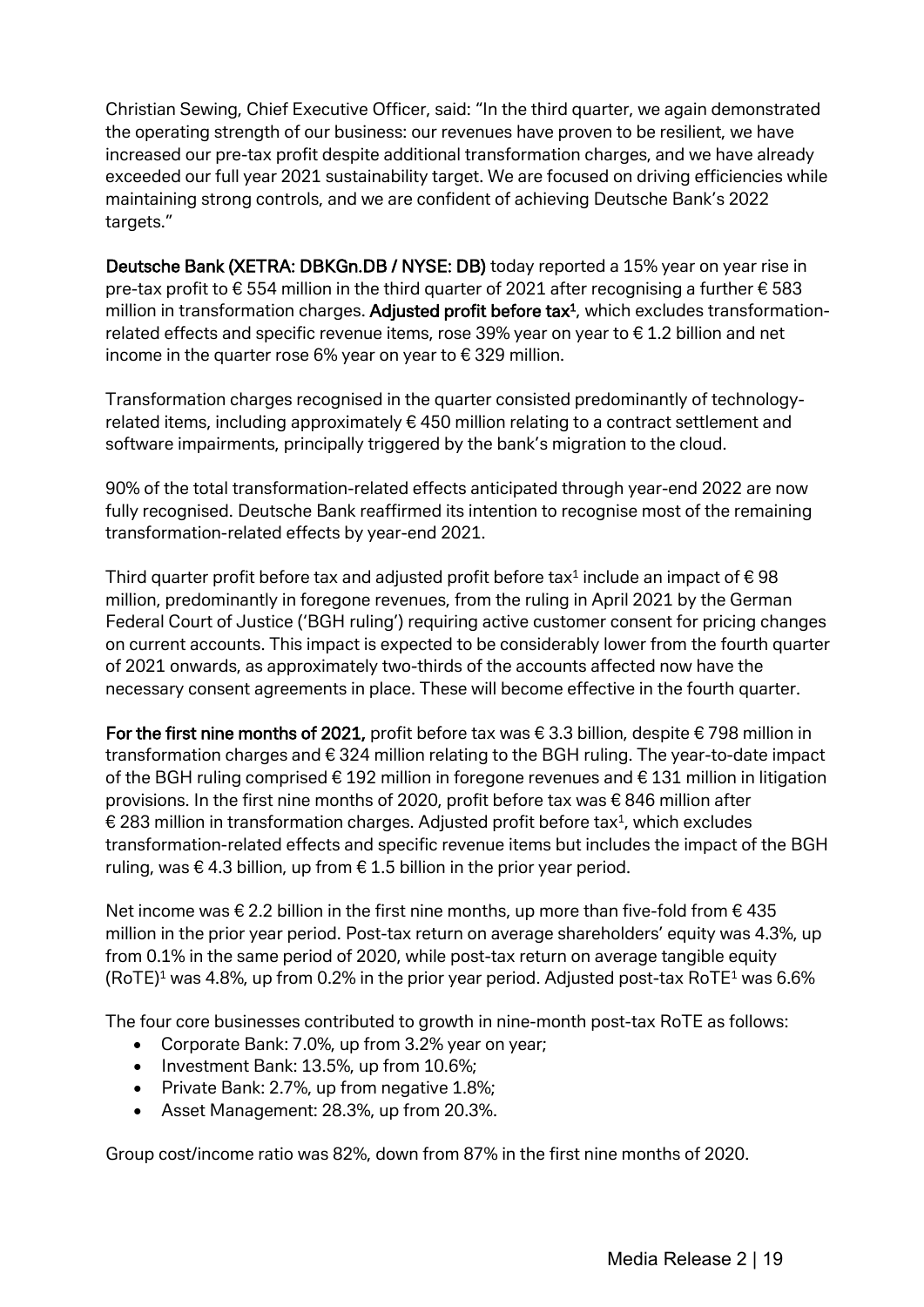Christian Sewing, Chief Executive Officer, said: "In the third quarter, we again demonstrated the operating strength of our business: our revenues have proven to be resilient, we have increased our pre-tax profit despite additional transformation charges, and we have already exceeded our full year 2021 sustainability target. We are focused on driving efficiencies while maintaining strong controls, and we are confident of achieving Deutsche Bank's 2022 targets."

**Deutsche Bank (XETRA: DBKGn.DB / NYSE: DB)** today reported a 15% year on year rise in pre-tax profit to € 554 million in the third quarter of 2021 after recognising a further € 583 million in transformation charges. **Adjusted profit before tax[1]**, which excludes transformation-related effects and specific revenue items, rose 39% year on year to € 1.2 billion and net income in the quarter rose 6% year on year to € 329 million.

Transformation charges recognised in the quarter consisted predominantly of technology-related items, including approximately € 450 million relating to a contract settlement and software impairments, principally triggered by the bank's migration to the cloud.

90% of the total transformation-related effects anticipated through year-end 2022 are now fully recognised. Deutsche Bank reaffirmed its intention to recognise most of the remaining transformation-related effects by year-end 2021.

Third quarter profit before tax and adjusted profit before tax[1] include an impact of € 98 million, predominantly in foregone revenues, from the ruling in April 2021 by the German Federal Court of Justice ('BGH ruling') requiring active customer consent for pricing changes on current accounts. This impact is expected to be considerably lower from the fourth quarter of 2021 onwards, as approximately two-thirds of the accounts affected now have the necessary consent agreements in place. These will become effective in the fourth quarter.

**For the first nine months of 2021,** profit before tax was € 3.3 billion, despite € 798 million in transformation charges and € 324 million relating to the BGH ruling. The year-to-date impact of the BGH ruling comprised € 192 million in foregone revenues and € 131 million in litigation provisions. In the first nine months of 2020, profit before tax was € 846 million after € 283 million in transformation charges. Adjusted profit before tax[1], which excludes transformation-related effects and specific revenue items but includes the impact of the BGH ruling, was € 4.3 billion, up from € 1.5 billion in the prior year period.

Net income was € 2.2 billion in the first nine months, up more than five-fold from € 435 million in the prior year period. Post-tax return on average shareholders' equity was 4.3%, up from 0.1% in the same period of 2020, while post-tax return on average tangible equity (RoTE)[1] was 4.8%, up from 0.2% in the prior year period. Adjusted post-tax RoTE[1] was 6.6%

The four core businesses contributed to growth in nine-month post-tax RoTE as follows:

- Corporate Bank: 7.0%, up from 3.2% year on year;
- Investment Bank: 13.5%, up from 10.6%;
- Private Bank: 2.7%, up from negative 1.8%;
- Asset Management: 28.3%, up from 20.3%.

Group cost/income ratio was 82%, down from 87% in the first nine months of 2020.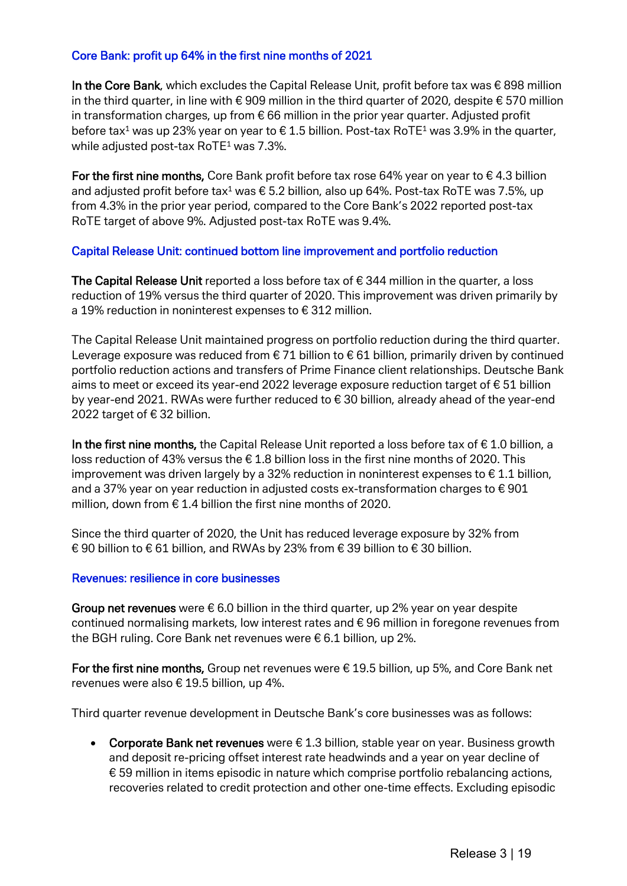### Core Bank: profit up 64% in the first nine months of 2021

**In the Core Bank**, which excludes the Capital Release Unit, profit before tax was € 898 million in the third quarter, in line with € 909 million in the third quarter of 2020, despite € 570 million in transformation charges, up from € 66 million in the prior year quarter. Adjusted profit before tax[1] was up 23% year on year to € 1.5 billion. Post-tax RoTE[1] was 3.9% in the quarter, while adjusted post-tax RoTE[1] was 7.3%.

**For the first nine months,** Core Bank profit before tax rose 64% year on year to € 4.3 billion and adjusted profit before tax[1] was € 5.2 billion, also up 64%. Post-tax RoTE was 7.5%, up from 4.3% in the prior year period, compared to the Core Bank's 2022 reported post-tax RoTE target of above 9%. Adjusted post-tax RoTE was 9.4%.

### Capital Release Unit: continued bottom line improvement and portfolio reduction

**The Capital Release Unit** reported a loss before tax of € 344 million in the quarter, a loss reduction of 19% versus the third quarter of 2020. This improvement was driven primarily by a 19% reduction in noninterest expenses to € 312 million.

The Capital Release Unit maintained progress on portfolio reduction during the third quarter. Leverage exposure was reduced from € 71 billion to € 61 billion, primarily driven by continued portfolio reduction actions and transfers of Prime Finance client relationships. Deutsche Bank aims to meet or exceed its year-end 2022 leverage exposure reduction target of € 51 billion by year-end 2021. RWAs were further reduced to € 30 billion, already ahead of the year-end 2022 target of € 32 billion.

**In the first nine months,** the Capital Release Unit reported a loss before tax of € 1.0 billion, a loss reduction of 43% versus the € 1.8 billion loss in the first nine months of 2020. This improvement was driven largely by a 32% reduction in noninterest expenses to € 1.1 billion, and a 37% year on year reduction in adjusted costs ex-transformation charges to € 901 million, down from € 1.4 billion the first nine months of 2020.

Since the third quarter of 2020, the Unit has reduced leverage exposure by 32% from € 90 billion to € 61 billion, and RWAs by 23% from € 39 billion to € 30 billion.

### Revenues: resilience in core businesses

**Group net revenues** were € 6.0 billion in the third quarter, up 2% year on year despite continued normalising markets, low interest rates and € 96 million in foregone revenues from the BGH ruling. Core Bank net revenues were € 6.1 billion, up 2%.

**For the first nine months,** Group net revenues were € 19.5 billion, up 5%, and Core Bank net revenues were also € 19.5 billion, up 4%.

Third quarter revenue development in Deutsche Bank's core businesses was as follows:

- **Corporate Bank net revenues** were € 1.3 billion, stable year on year. Business growth and deposit re-pricing offset interest rate headwinds and a year on year decline of € 59 million in items episodic in nature which comprise portfolio rebalancing actions, recoveries related to credit protection and other one-time effects. Excluding episodic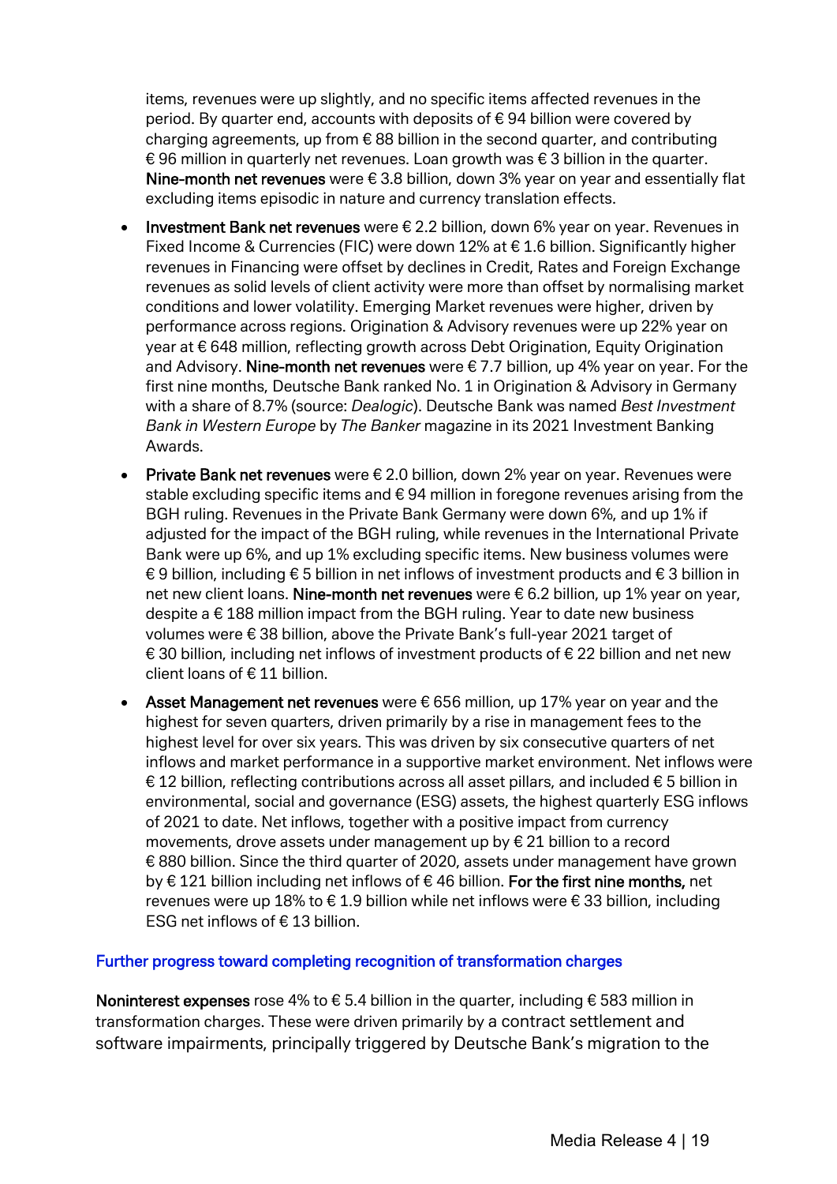items, revenues were up slightly, and no specific items affected revenues in the period. By quarter end, accounts with deposits of € 94 billion were covered by charging agreements, up from € 88 billion in the second quarter, and contributing € 96 million in quarterly net revenues. Loan growth was € 3 billion in the quarter. **Nine-month net revenues** were € 3.8 billion, down 3% year on year and essentially flat excluding items episodic in nature and currency translation effects.

- **Investment Bank net revenues** were € 2.2 billion, down 6% year on year. Revenues in Fixed Income & Currencies (FIC) were down 12% at € 1.6 billion. Significantly higher revenues in Financing were offset by declines in Credit, Rates and Foreign Exchange revenues as solid levels of client activity were more than offset by normalising market conditions and lower volatility. Emerging Market revenues were higher, driven by performance across regions. Origination & Advisory revenues were up 22% year on year at € 648 million, reflecting growth across Debt Origination, Equity Origination and Advisory. **Nine-month net revenues** were € 7.7 billion, up 4% year on year. For the first nine months, Deutsche Bank ranked No. 1 in Origination & Advisory in Germany with a share of 8.7% (source: *Dealogic*). Deutsche Bank was named *Best Investment Bank in Western Europe* by *The Banker* magazine in its 2021 Investment Banking Awards.
- **Private Bank net revenues** were € 2.0 billion, down 2% year on year. Revenues were stable excluding specific items and € 94 million in foregone revenues arising from the BGH ruling. Revenues in the Private Bank Germany were down 6%, and up 1% if adjusted for the impact of the BGH ruling, while revenues in the International Private Bank were up 6%, and up 1% excluding specific items. New business volumes were € 9 billion, including € 5 billion in net inflows of investment products and € 3 billion in net new client loans. **Nine-month net revenues** were € 6.2 billion, up 1% year on year, despite a € 188 million impact from the BGH ruling. Year to date new business volumes were € 38 billion, above the Private Bank's full-year 2021 target of € 30 billion, including net inflows of investment products of € 22 billion and net new client loans of € 11 billion.
- **Asset Management net revenues** were € 656 million, up 17% year on year and the highest for seven quarters, driven primarily by a rise in management fees to the highest level for over six years. This was driven by six consecutive quarters of net inflows and market performance in a supportive market environment. Net inflows were € 12 billion, reflecting contributions across all asset pillars, and included € 5 billion in environmental, social and governance (ESG) assets, the highest quarterly ESG inflows of 2021 to date. Net inflows, together with a positive impact from currency movements, drove assets under management up by € 21 billion to a record € 880 billion. Since the third quarter of 2020, assets under management have grown by € 121 billion including net inflows of € 46 billion. **For the first nine months,** net revenues were up 18% to € 1.9 billion while net inflows were € 33 billion, including ESG net inflows of € 13 billion.

## Further progress toward completing recognition of transformation charges

**Noninterest expenses** rose 4% to € 5.4 billion in the quarter, including € 583 million in transformation charges. These were driven primarily by a contract settlement and software impairments, principally triggered by Deutsche Bank's migration to the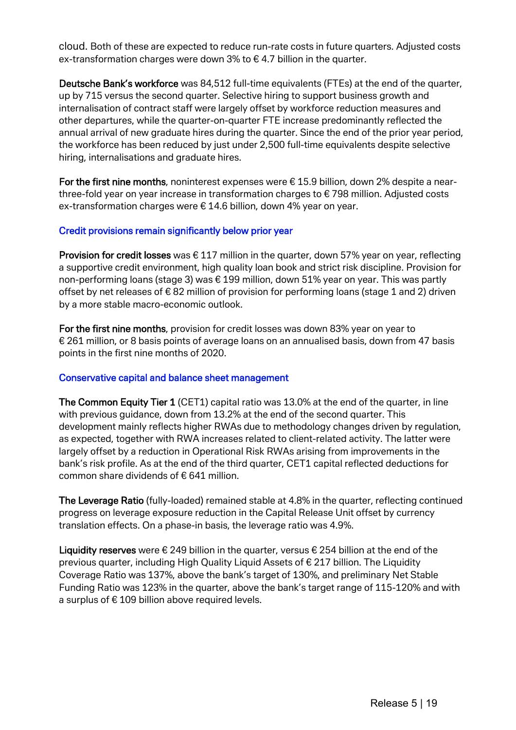cloud. Both of these are expected to reduce run-rate costs in future quarters. Adjusted costs ex-transformation charges were down 3% to € 4.7 billion in the quarter.

**Deutsche Bank's workforce** was 84,512 full-time equivalents (FTEs) at the end of the quarter, up by 715 versus the second quarter. Selective hiring to support business growth and internalisation of contract staff were largely offset by workforce reduction measures and other departures, while the quarter-on-quarter FTE increase predominantly reflected the annual arrival of new graduate hires during the quarter. Since the end of the prior year period, the workforce has been reduced by just under 2,500 full-time equivalents despite selective hiring, internalisations and graduate hires.

**For the first nine months**, noninterest expenses were € 15.9 billion, down 2% despite a near-three-fold year on year increase in transformation charges to € 798 million. Adjusted costs ex-transformation charges were € 14.6 billion, down 4% year on year.

### Credit provisions remain significantly below prior year

**Provision for credit losses** was € 117 million in the quarter, down 57% year on year, reflecting a supportive credit environment, high quality loan book and strict risk discipline. Provision for non-performing loans (stage 3) was € 199 million, down 51% year on year. This was partly offset by net releases of € 82 million of provision for performing loans (stage 1 and 2) driven by a more stable macro-economic outlook.

**For the first nine months**, provision for credit losses was down 83% year on year to € 261 million, or 8 basis points of average loans on an annualised basis, down from 47 basis points in the first nine months of 2020.

### Conservative capital and balance sheet management

**The Common Equity Tier 1** (CET1) capital ratio was 13.0% at the end of the quarter, in line with previous guidance, down from 13.2% at the end of the second quarter. This development mainly reflects higher RWAs due to methodology changes driven by regulation, as expected, together with RWA increases related to client-related activity. The latter were largely offset by a reduction in Operational Risk RWAs arising from improvements in the bank's risk profile. As at the end of the third quarter, CET1 capital reflected deductions for common share dividends of € 641 million.

**The Leverage Ratio** (fully-loaded) remained stable at 4.8% in the quarter, reflecting continued progress on leverage exposure reduction in the Capital Release Unit offset by currency translation effects. On a phase-in basis, the leverage ratio was 4.9%.

**Liquidity reserves** were € 249 billion in the quarter, versus € 254 billion at the end of the previous quarter, including High Quality Liquid Assets of € 217 billion. The Liquidity Coverage Ratio was 137%, above the bank's target of 130%, and preliminary Net Stable Funding Ratio was 123% in the quarter, above the bank's target range of 115-120% and with a surplus of € 109 billion above required levels.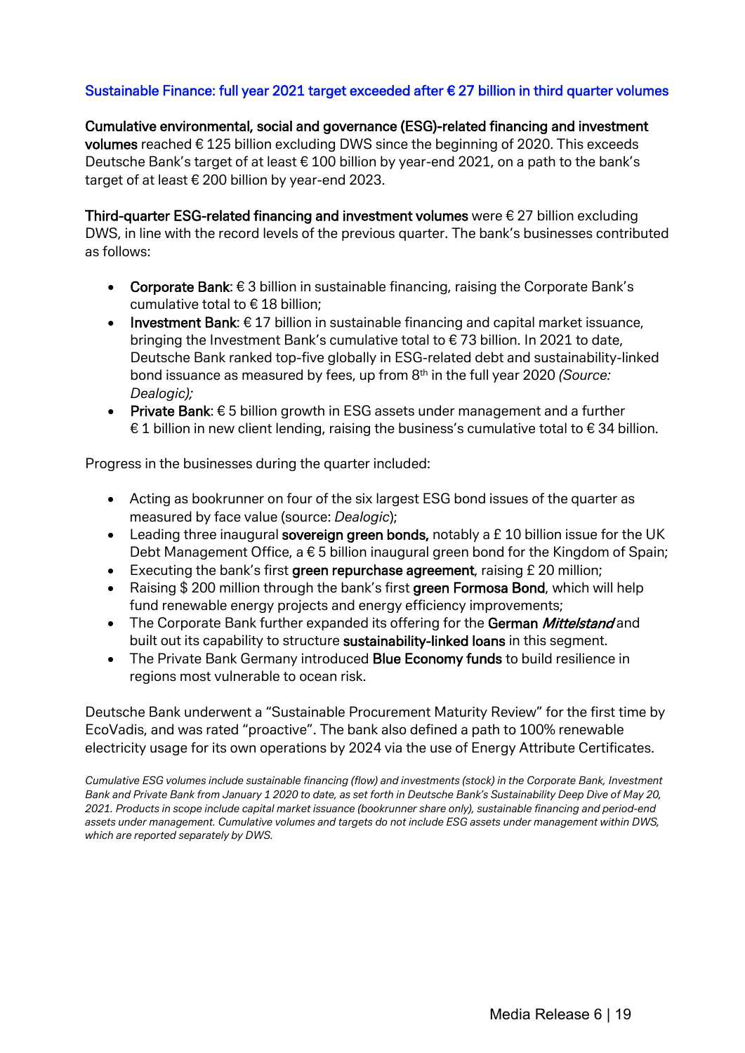## Sustainable Finance: full year 2021 target exceeded after € 27 billion in third quarter volumes

**Cumulative environmental, social and governance (ESG)-related financing and investment volumes** reached € 125 billion excluding DWS since the beginning of 2020. This exceeds Deutsche Bank's target of at least € 100 billion by year-end 2021, on a path to the bank's target of at least € 200 billion by year-end 2023.

**Third-quarter ESG-related financing and investment volumes** were € 27 billion excluding DWS, in line with the record levels of the previous quarter. The bank's businesses contributed as follows:

- **Corporate Bank**: € 3 billion in sustainable financing, raising the Corporate Bank's cumulative total to € 18 billion;
- **Investment Bank**: € 17 billion in sustainable financing and capital market issuance, bringing the Investment Bank's cumulative total to € 73 billion. In 2021 to date, Deutsche Bank ranked top-five globally in ESG-related debt and sustainability-linked bond issuance as measured by fees, up from 8th in the full year 2020 *(Source: Dealogic);*
- **Private Bank**: € 5 billion growth in ESG assets under management and a further € 1 billion in new client lending, raising the business's cumulative total to € 34 billion.

Progress in the businesses during the quarter included:

- Acting as bookrunner on four of the six largest ESG bond issues of the quarter as measured by face value (source: *Dealogic*);
- Leading three inaugural **sovereign green bonds,** notably a £ 10 billion issue for the UK Debt Management Office, a € 5 billion inaugural green bond for the Kingdom of Spain;
- Executing the bank's first **green repurchase agreement**, raising £ 20 million;
- Raising $ 200 million through the bank's first **green Formosa Bond**, which will help fund renewable energy projects and energy efficiency improvements;
- The Corporate Bank further expanded its offering for the **German *Mittelstand*** and built out its capability to structure **sustainability-linked loans** in this segment.
- The Private Bank Germany introduced **Blue Economy funds** to build resilience in regions most vulnerable to ocean risk.

Deutsche Bank underwent a "Sustainable Procurement Maturity Review" for the first time by EcoVadis, and was rated "proactive". The bank also defined a path to 100% renewable electricity usage for its own operations by 2024 via the use of Energy Attribute Certificates.

*Cumulative ESG volumes include sustainable financing (flow) and investments (stock) in the Corporate Bank, Investment Bank and Private Bank from January 1 2020 to date, as set forth in Deutsche Bank's Sustainability Deep Dive of May 20, 2021. Products in scope include capital market issuance (bookrunner share only), sustainable financing and period-end assets under management. Cumulative volumes and targets do not include ESG assets under management within DWS, which are reported separately by DWS.*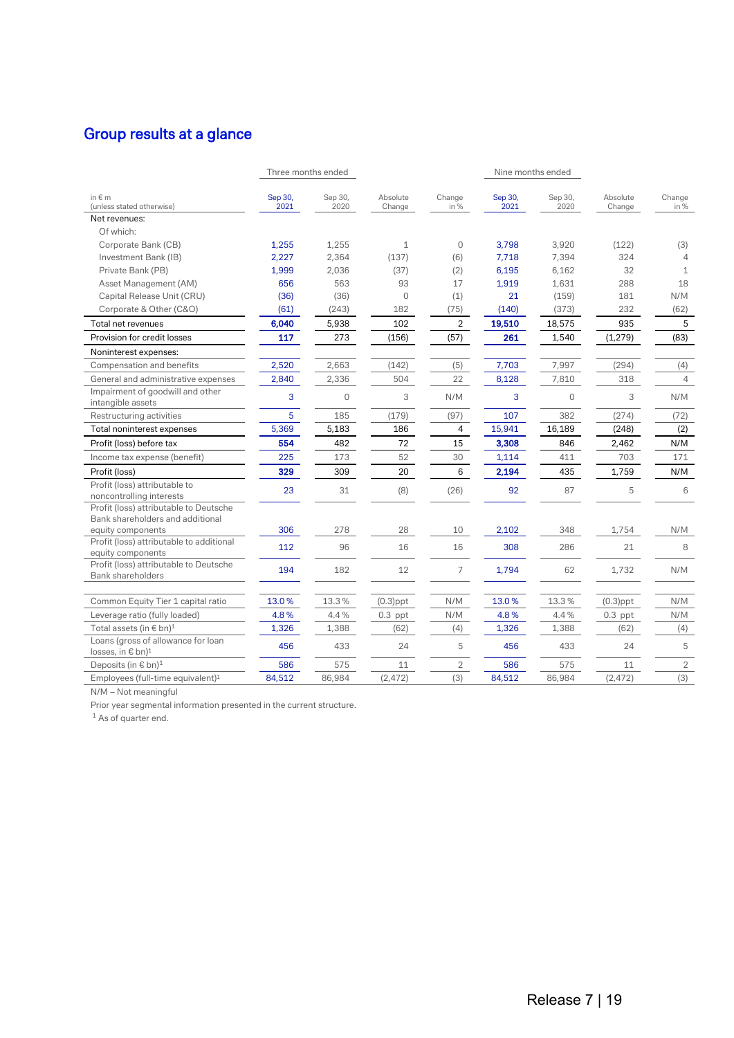## Group results at a glance

| in € m<br>(unless stated otherwise) | Three months ended | | | | Nine months ended | | | |
|---|---|---|---|---|---|---|---|---|
| | Sep 30, 2021 | Sep 30, 2020 | Absolute Change | Change in % | Sep 30, 2021 | Sep 30, 2020 | Absolute Change | Change in % |
| Net revenues: | | | | | | | | |
| Of which: | | | | | | | | |
| Corporate Bank (CB) | 1,255 | 1,255 | 1 | 0 | 3,798 | 3,920 | (122) | (3) |
| Investment Bank (IB) | 2,227 | 2,364 | (137) | (6) | 7,718 | 7,394 | 324 | 4 |
| Private Bank (PB) | 1,999 | 2,036 | (37) | (2) | 6,195 | 6,162 | 32 | 1 |
| Asset Management (AM) | 656 | 563 | 93 | 17 | 1,919 | 1,631 | 288 | 18 |
| Capital Release Unit (CRU) | (36) | (36) | 0 | (1) | 21 | (159) | 181 | N/M |
| Corporate & Other (C&O) | (61) | (243) | 182 | (75) | (140) | (373) | 232 | (62) |
| Total net revenues | **6,040** | 5,938 | 102 | 2 | **19,510** | 18,575 | 935 | 5 |
| Provision for credit losses | **117** | 273 | (156) | (57) | **261** | 1,540 | (1,279) | (83) |
| Noninterest expenses: | | | | | | | | |
| Compensation and benefits | 2,520 | 2,663 | (142) | (5) | 7,703 | 7,997 | (294) | (4) |
| General and administrative expenses | 2,840 | 2,336 | 504 | 22 | 8,128 | 7,810 | 318 | 4 |
| Impairment of goodwill and other intangible assets | 3 | 0 | 3 | N/M | 3 | 0 | 3 | N/M |
| Restructuring activities | 5 | 185 | (179) | (97) | 107 | 382 | (274) | (72) |
| Total noninterest expenses | 5,369 | 5,183 | 186 | 4 | 15,941 | 16,189 | (248) | (2) |
| Profit (loss) before tax | **554** | 482 | 72 | 15 | **3,308** | 846 | 2,462 | N/M |
| Income tax expense (benefit) | 225 | 173 | 52 | 30 | 1,114 | 411 | 703 | 171 |
| Profit (loss) | **329** | 309 | 20 | 6 | **2,194** | 435 | 1,759 | N/M |
| Profit (loss) attributable to noncontrolling interests | 23 | 31 | (8) | (26) | 92 | 87 | 5 | 6 |
| Profit (loss) attributable to Deutsche Bank shareholders and additional equity components | 306 | 278 | 28 | 10 | 2,102 | 348 | 1,754 | N/M |
| Profit (loss) attributable to additional equity components | 112 | 96 | 16 | 16 | 308 | 286 | 21 | 8 |
| Profit (loss) attributable to Deutsche Bank shareholders | 194 | 182 | 12 | 7 | 1,794 | 62 | 1,732 | N/M |
| | | | | | | | | |
| Common Equity Tier 1 capital ratio | 13.0 % | 13.3 % | (0.3)ppt | N/M | 13.0 % | 13.3 % | (0.3)ppt | N/M |
| Leverage ratio (fully loaded) | 4.8 % | 4.4 % | 0.3 ppt | N/M | 4.8 % | 4.4 % | 0.3 ppt | N/M |
| Total assets (in € bn)[1] | 1,326 | 1,388 | (62) | (4) | 1,326 | 1,388 | (62) | (4) |
| Loans (gross of allowance for loan losses, in € bn)[1] | 456 | 433 | 24 | 5 | 456 | 433 | 24 | 5 |
| Deposits (in € bn)[1] | 586 | 575 | 11 | 2 | 586 | 575 | 11 | 2 |
| Employees (full-time equivalent)[1] | 84,512 | 86,984 | (2,472) | (3) | 84,512 | 86,984 | (2,472) | (3) |

N/M – Not meaningful

Prior year segmental information presented in the current structure.

[1] As of quarter end.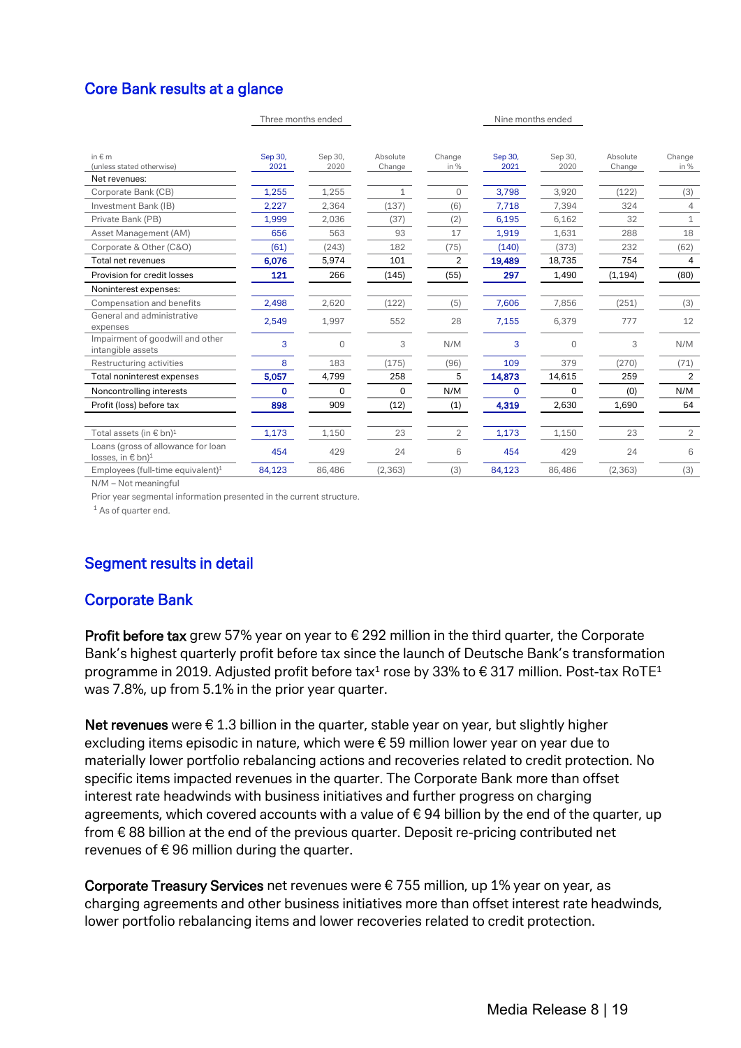## Core Bank results at a glance

| in € m (unless stated otherwise) | Three months ended | | | | Nine months ended | | | |
|---|---|---|---|---|---|---|---|---|
| | Sep 30, 2021 | Sep 30, 2020 | Absolute Change | Change in % | Sep 30, 2021 | Sep 30, 2020 | Absolute Change | Change in % |
| Net revenues: | | | | | | | | |
| Corporate Bank (CB) | 1,255 | 1,255 | 1 | 0 | 3,798 | 3,920 | (122) | (3) |
| Investment Bank (IB) | 2,227 | 2,364 | (137) | (6) | 7,718 | 7,394 | 324 | 4 |
| Private Bank (PB) | 1,999 | 2,036 | (37) | (2) | 6,195 | 6,162 | 32 | 1 |
| Asset Management (AM) | 656 | 563 | 93 | 17 | 1,919 | 1,631 | 288 | 18 |
| Corporate & Other (C&O) | (61) | (243) | 182 | (75) | (140) | (373) | 232 | (62) |
| Total net revenues | 6,076 | 5,974 | 101 | 2 | 19,489 | 18,735 | 754 | 4 |
| Provision for credit losses | 121 | 266 | (145) | (55) | 297 | 1,490 | (1,194) | (80) |
| Noninterest expenses: | | | | | | | | |
| Compensation and benefits | 2,498 | 2,620 | (122) | (5) | 7,606 | 7,856 | (251) | (3) |
| General and administrative expenses | 2,549 | 1,997 | 552 | 28 | 7,155 | 6,379 | 777 | 12 |
| Impairment of goodwill and other intangible assets | 3 | 0 | 3 | N/M | 3 | 0 | 3 | N/M |
| Restructuring activities | 8 | 183 | (175) | (96) | 109 | 379 | (270) | (71) |
| Total noninterest expenses | 5,057 | 4,799 | 258 | 5 | 14,873 | 14,615 | 259 | 2 |
| Noncontrolling interests | 0 | 0 | 0 | N/M | 0 | 0 | (0) | N/M |
| Profit (loss) before tax | 898 | 909 | (12) | (1) | 4,319 | 2,630 | 1,690 | 64 |
| | | | | | | | | |
| Total assets (in € bn)[1] | 1,173 | 1,150 | 23 | 2 | 1,173 | 1,150 | 23 | 2 |
| Loans (gross of allowance for loan losses, in € bn)[1] | 454 | 429 | 24 | 6 | 454 | 429 | 24 | 6 |
| Employees (full-time equivalent)[1] | 84,123 | 86,486 | (2,363) | (3) | 84,123 | 86,486 | (2,363) | (3) |

N/M – Not meaningful

Prior year segmental information presented in the current structure.

[1] As of quarter end.

## Segment results in detail

### Corporate Bank

**Profit before tax** grew 57% year on year to € 292 million in the third quarter, the Corporate Bank's highest quarterly profit before tax since the launch of Deutsche Bank's transformation programme in 2019. Adjusted profit before tax[1] rose by 33% to € 317 million. Post-tax RoTE[1] was 7.8%, up from 5.1% in the prior year quarter.

**Net revenues** were € 1.3 billion in the quarter, stable year on year, but slightly higher excluding items episodic in nature, which were € 59 million lower year on year due to materially lower portfolio rebalancing actions and recoveries related to credit protection. No specific items impacted revenues in the quarter. The Corporate Bank more than offset interest rate headwinds with business initiatives and further progress on charging agreements, which covered accounts with a value of € 94 billion by the end of the quarter, up from € 88 billion at the end of the previous quarter. Deposit re-pricing contributed net revenues of € 96 million during the quarter.

**Corporate Treasury Services** net revenues were € 755 million, up 1% year on year, as charging agreements and other business initiatives more than offset interest rate headwinds, lower portfolio rebalancing items and lower recoveries related to credit protection.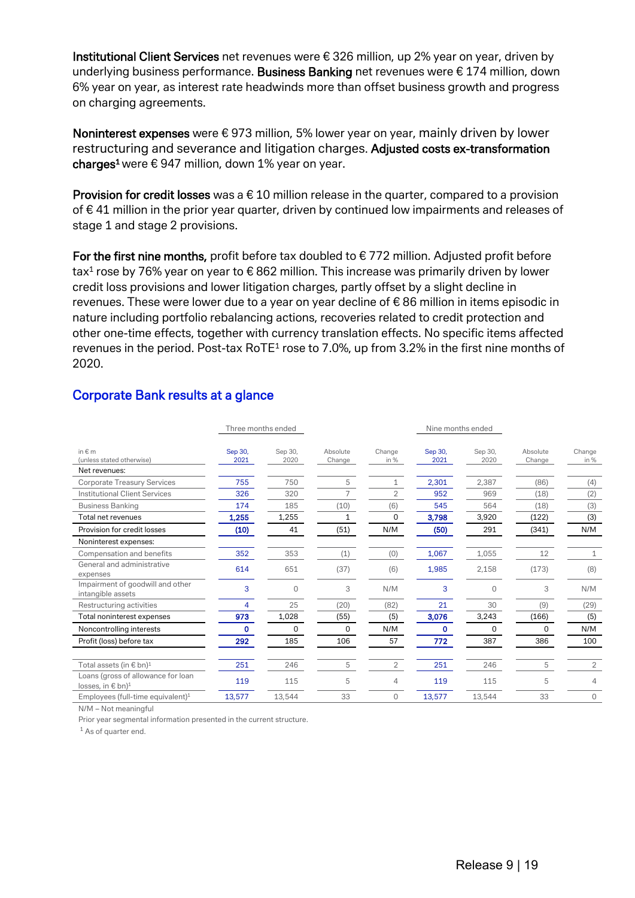**Institutional Client Services** net revenues were € 326 million, up 2% year on year, driven by underlying business performance. **Business Banking** net revenues were € 174 million, down 6% year on year, as interest rate headwinds more than offset business growth and progress on charging agreements.

**Noninterest expenses** were € 973 million, 5% lower year on year, mainly driven by lower restructuring and severance and litigation charges. **Adjusted costs ex-transformation charges**[1] were € 947 million, down 1% year on year.

**Provision for credit losses** was a € 10 million release in the quarter, compared to a provision of € 41 million in the prior year quarter, driven by continued low impairments and releases of stage 1 and stage 2 provisions.

**For the first nine months,** profit before tax doubled to € 772 million. Adjusted profit before tax[1] rose by 76% year on year to € 862 million. This increase was primarily driven by lower credit loss provisions and lower litigation charges, partly offset by a slight decline in revenues. These were lower due to a year on year decline of € 86 million in items episodic in nature including portfolio rebalancing actions, recoveries related to credit protection and other one-time effects, together with currency translation effects. No specific items affected revenues in the period. Post-tax RoTE[1] rose to 7.0%, up from 3.2% in the first nine months of 2020.

## Corporate Bank results at a glance

| | Three months ended | | | | Nine months ended | | | |
|---|---|---|---|---|---|---|---|---|
| in € m (unless stated otherwise) | Sep 30, 2021 | Sep 30, 2020 | Absolute Change | Change in % | Sep 30, 2021 | Sep 30, 2020 | Absolute Change | Change in % |
| Net revenues: | | | | | | | | |
| Corporate Treasury Services | 755 | 750 | 5 | 1 | 2,301 | 2,387 | (86) | (4) |
| Institutional Client Services | 326 | 320 | 7 | 2 | 952 | 969 | (18) | (2) |
| Business Banking | 174 | 185 | (10) | (6) | 545 | 564 | (18) | (3) |
| Total net revenues | 1,255 | 1,255 | 1 | 0 | 3,798 | 3,920 | (122) | (3) |
| Provision for credit losses | (10) | 41 | (51) | N/M | (50) | 291 | (341) | N/M |
| Noninterest expenses: | | | | | | | | |
| Compensation and benefits | 352 | 353 | (1) | (0) | 1,067 | 1,055 | 12 | 1 |
| General and administrative expenses | 614 | 651 | (37) | (6) | 1,985 | 2,158 | (173) | (8) |
| Impairment of goodwill and other intangible assets | 3 | 0 | 3 | N/M | 3 | 0 | 3 | N/M |
| Restructuring activities | 4 | 25 | (20) | (82) | 21 | 30 | (9) | (29) |
| Total noninterest expenses | 973 | 1,028 | (55) | (5) | 3,076 | 3,243 | (166) | (5) |
| Noncontrolling interests | 0 | 0 | 0 | N/M | 0 | 0 | 0 | N/M |
| Profit (loss) before tax | 292 | 185 | 106 | 57 | 772 | 387 | 386 | 100 |
| | | | | | | | | |
| Total assets (in € bn)[1] | 251 | 246 | 5 | 2 | 251 | 246 | 5 | 2 |
| Loans (gross of allowance for loan losses, in € bn)[1] | 119 | 115 | 5 | 4 | 119 | 115 | 5 | 4 |
| Employees (full-time equivalent)[1] | 13,577 | 13,544 | 33 | 0 | 13,577 | 13,544 | 33 | 0 |

N/M – Not meaningful

Prior year segmental information presented in the current structure.

[1] As of quarter end.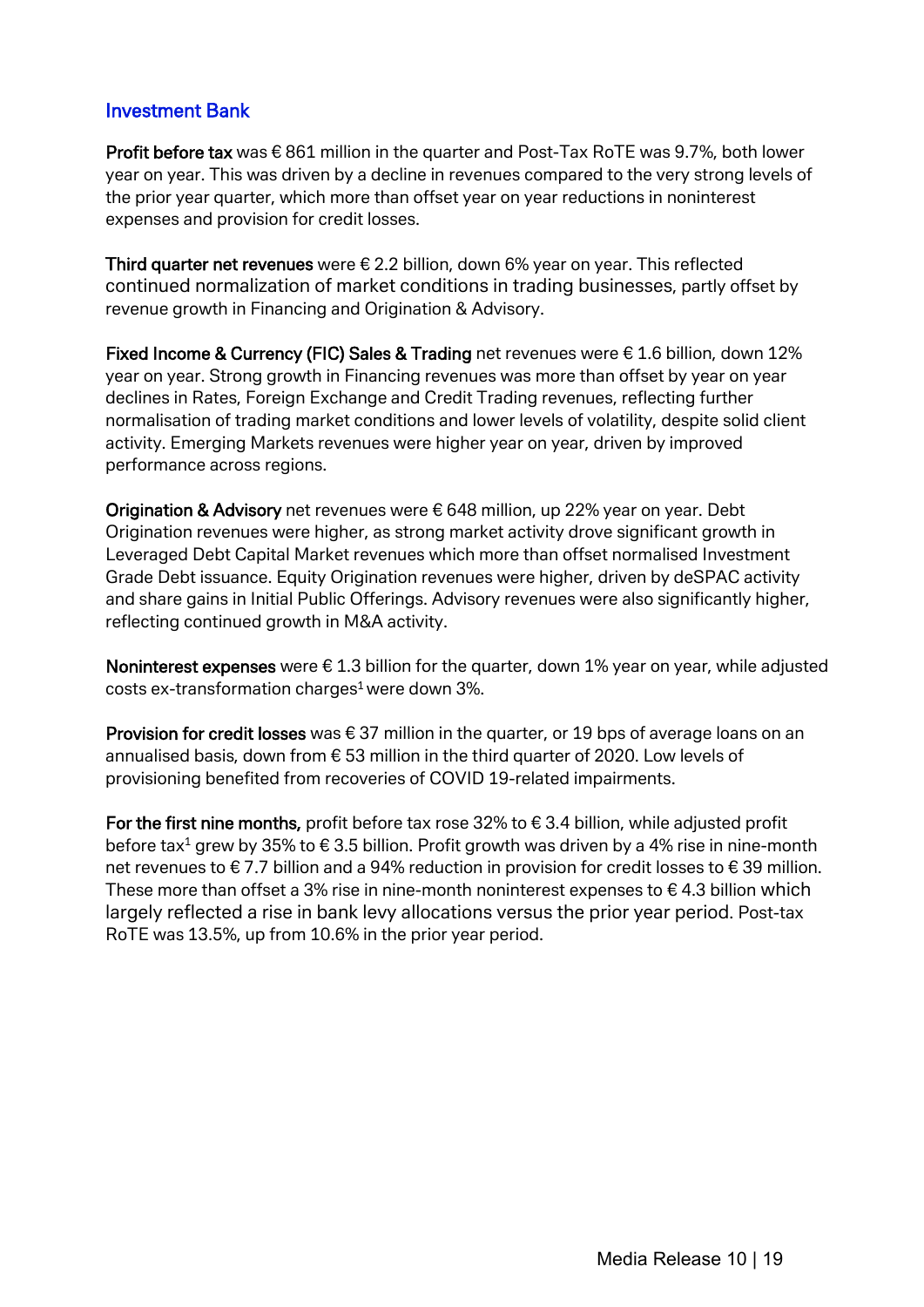## Investment Bank

**Profit before tax** was € 861 million in the quarter and Post-Tax RoTE was 9.7%, both lower year on year. This was driven by a decline in revenues compared to the very strong levels of the prior year quarter, which more than offset year on year reductions in noninterest expenses and provision for credit losses.

**Third quarter net revenues** were € 2.2 billion, down 6% year on year. This reflected continued normalization of market conditions in trading businesses, partly offset by revenue growth in Financing and Origination & Advisory.

**Fixed Income & Currency (FIC) Sales & Trading** net revenues were € 1.6 billion, down 12% year on year. Strong growth in Financing revenues was more than offset by year on year declines in Rates, Foreign Exchange and Credit Trading revenues, reflecting further normalisation of trading market conditions and lower levels of volatility, despite solid client activity. Emerging Markets revenues were higher year on year, driven by improved performance across regions.

**Origination & Advisory** net revenues were € 648 million, up 22% year on year. Debt Origination revenues were higher, as strong market activity drove significant growth in Leveraged Debt Capital Market revenues which more than offset normalised Investment Grade Debt issuance. Equity Origination revenues were higher, driven by deSPAC activity and share gains in Initial Public Offerings. Advisory revenues were also significantly higher, reflecting continued growth in M&A activity.

**Noninterest expenses** were € 1.3 billion for the quarter, down 1% year on year, while adjusted costs ex-transformation charges[1] were down 3%.

**Provision for credit losses** was € 37 million in the quarter, or 19 bps of average loans on an annualised basis, down from € 53 million in the third quarter of 2020. Low levels of provisioning benefited from recoveries of COVID 19-related impairments.

**For the first nine months,** profit before tax rose 32% to € 3.4 billion, while adjusted profit before tax[1] grew by 35% to € 3.5 billion. Profit growth was driven by a 4% rise in nine-month net revenues to € 7.7 billion and a 94% reduction in provision for credit losses to € 39 million. These more than offset a 3% rise in nine-month noninterest expenses to € 4.3 billion which largely reflected a rise in bank levy allocations versus the prior year period. Post-tax RoTE was 13.5%, up from 10.6% in the prior year period.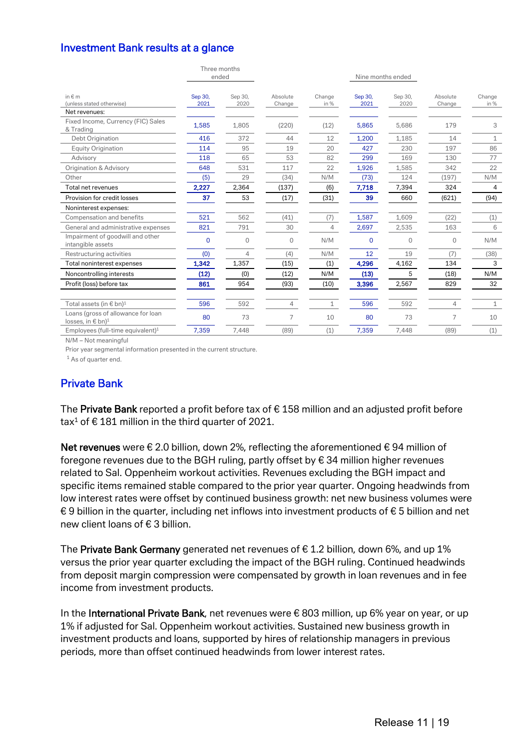## Investment Bank results at a glance

| in € m (unless stated otherwise) | Three months ended Sep 30, 2021 | Sep 30, 2020 | Absolute Change | Change in % | Nine months ended Sep 30, 2021 | Sep 30, 2020 | Absolute Change | Change in % |
|---|---|---|---|---|---|---|---|---|
| Net revenues: | | | | | | | | |
| Fixed Income, Currency (FIC) Sales & Trading | 1,585 | 1,805 | (220) | (12) | 5,865 | 5,686 | 179 | 3 |
| Debt Origination | 416 | 372 | 44 | 12 | 1,200 | 1,185 | 14 | 1 |
| Equity Origination | 114 | 95 | 19 | 20 | 427 | 230 | 197 | 86 |
| Advisory | 118 | 65 | 53 | 82 | 299 | 169 | 130 | 77 |
| Origination & Advisory | 648 | 531 | 117 | 22 | 1,926 | 1,585 | 342 | 22 |
| Other | (5) | 29 | (34) | N/M | (73) | 124 | (197) | N/M |
| Total net revenues | 2,227 | 2,364 | (137) | (6) | 7,718 | 7,394 | 324 | 4 |
| Provision for credit losses | 37 | 53 | (17) | (31) | 39 | 660 | (621) | (94) |
| Noninterest expenses: | | | | | | | | |
| Compensation and benefits | 521 | 562 | (41) | (7) | 1,587 | 1,609 | (22) | (1) |
| General and administrative expenses | 821 | 791 | 30 | 4 | 2,697 | 2,535 | 163 | 6 |
| Impairment of goodwill and other intangible assets | 0 | 0 | 0 | N/M | 0 | 0 | 0 | N/M |
| Restructuring activities | (0) | 4 | (4) | N/M | 12 | 19 | (7) | (38) |
| Total noninterest expenses | 1,342 | 1,357 | (15) | (1) | 4,296 | 4,162 | 134 | 3 |
| Noncontrolling interests | (12) | (0) | (12) | N/M | (13) | 5 | (18) | N/M |
| Profit (loss) before tax | 861 | 954 | (93) | (10) | 3,396 | 2,567 | 829 | 32 |
| Total assets (in € bn)[1] | 596 | 592 | 4 | 1 | 596 | 592 | 4 | 1 |
| Loans (gross of allowance for loan losses, in € bn)[1] | 80 | 73 | 7 | 10 | 80 | 73 | 7 | 10 |
| Employees (full-time equivalent)[1] | 7,359 | 7,448 | (89) | (1) | 7,359 | 7,448 | (89) | (1) |

N/M – Not meaningful

Prior year segmental information presented in the current structure.

[1] As of quarter end.

## Private Bank

The **Private Bank** reported a profit before tax of € 158 million and an adjusted profit before tax[1] of € 181 million in the third quarter of 2021.

**Net revenues** were € 2.0 billion, down 2%, reflecting the aforementioned € 94 million of foregone revenues due to the BGH ruling, partly offset by € 34 million higher revenues related to Sal. Oppenheim workout activities. Revenues excluding the BGH impact and specific items remained stable compared to the prior year quarter. Ongoing headwinds from low interest rates were offset by continued business growth: net new business volumes were € 9 billion in the quarter, including net inflows into investment products of € 5 billion and net new client loans of € 3 billion.

The **Private Bank Germany** generated net revenues of € 1.2 billion, down 6%, and up 1% versus the prior year quarter excluding the impact of the BGH ruling. Continued headwinds from deposit margin compression were compensated by growth in loan revenues and in fee income from investment products.

In the **International Private Bank**, net revenues were € 803 million, up 6% year on year, or up 1% if adjusted for Sal. Oppenheim workout activities. Sustained new business growth in investment products and loans, supported by hires of relationship managers in previous periods, more than offset continued headwinds from lower interest rates.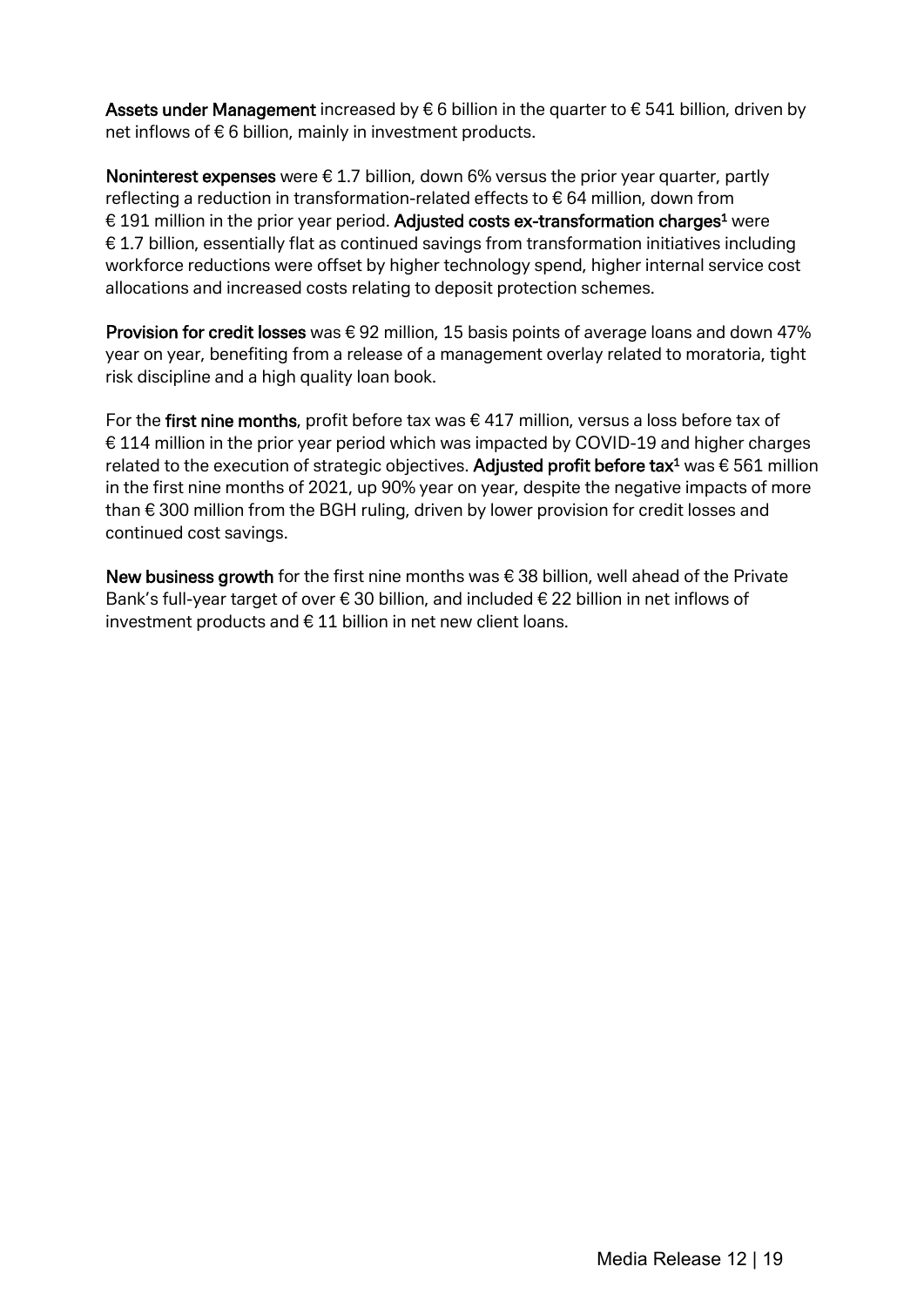**Assets under Management** increased by € 6 billion in the quarter to € 541 billion, driven by net inflows of € 6 billion, mainly in investment products.

**Noninterest expenses** were € 1.7 billion, down 6% versus the prior year quarter, partly reflecting a reduction in transformation-related effects to € 64 million, down from € 191 million in the prior year period. **Adjusted costs ex-transformation charges**[1] were € 1.7 billion, essentially flat as continued savings from transformation initiatives including workforce reductions were offset by higher technology spend, higher internal service cost allocations and increased costs relating to deposit protection schemes.

**Provision for credit losses** was € 92 million, 15 basis points of average loans and down 47% year on year, benefiting from a release of a management overlay related to moratoria, tight risk discipline and a high quality loan book.

For the **first nine months**, profit before tax was € 417 million, versus a loss before tax of € 114 million in the prior year period which was impacted by COVID-19 and higher charges related to the execution of strategic objectives. **Adjusted profit before tax**[1] was € 561 million in the first nine months of 2021, up 90% year on year, despite the negative impacts of more than € 300 million from the BGH ruling, driven by lower provision for credit losses and continued cost savings.

**New business growth** for the first nine months was € 38 billion, well ahead of the Private Bank's full-year target of over € 30 billion, and included € 22 billion in net inflows of investment products and € 11 billion in net new client loans.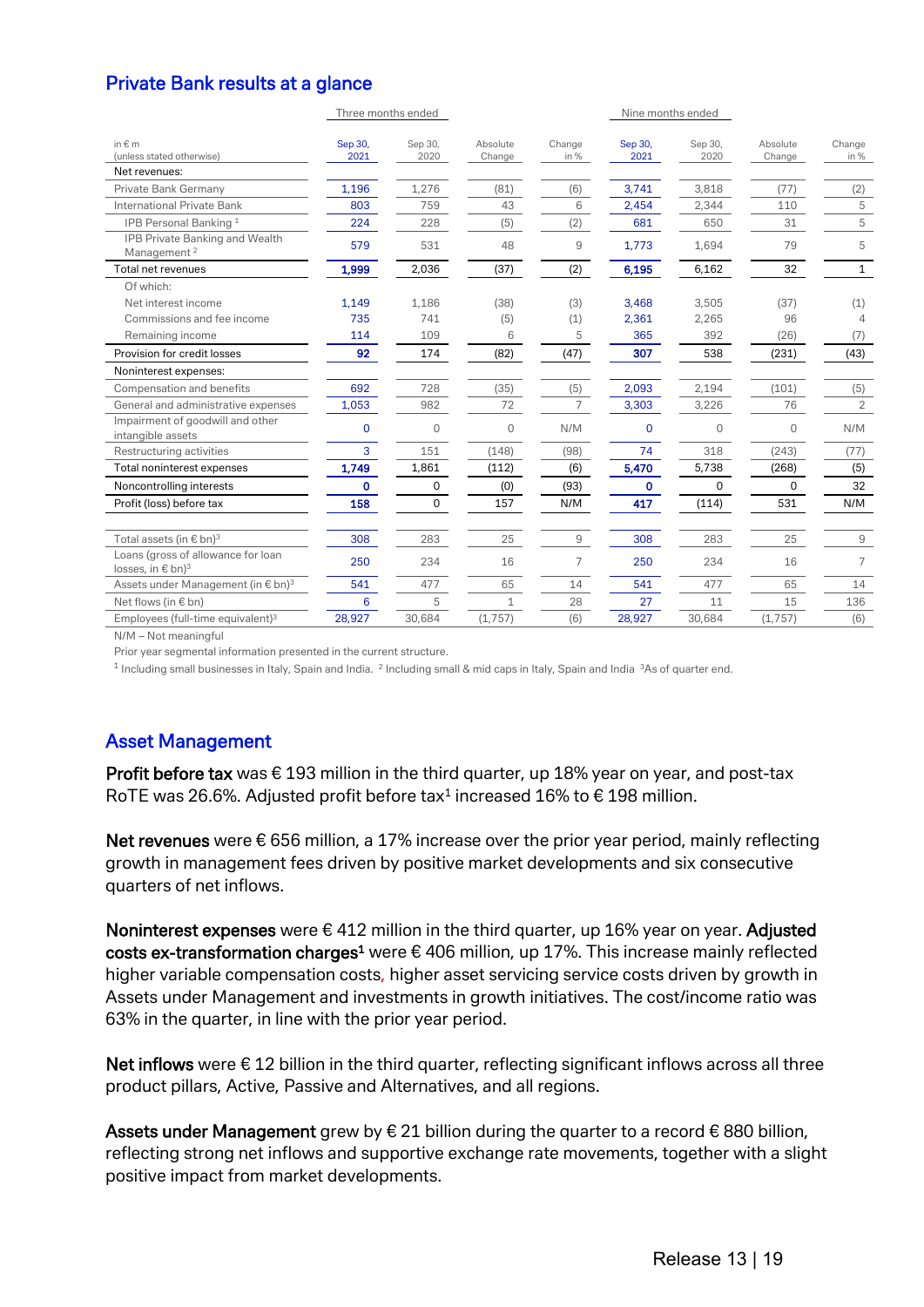## Private Bank results at a glance

| in € m (unless stated otherwise) | Three months ended | | | | Nine months ended | | | |
|---|---|---|---|---|---|---|---|---|
| | Sep 30, 2021 | Sep 30, 2020 | Absolute Change | Change in % | Sep 30, 2021 | Sep 30, 2020 | Absolute Change | Change in % |
| Net revenues: | | | | | | | | |
| Private Bank Germany | 1,196 | 1,276 | (81) | (6) | 3,741 | 3,818 | (77) | (2) |
| International Private Bank | 803 | 759 | 43 | 6 | 2,454 | 2,344 | 110 | 5 |
| IPB Personal Banking [1] | 224 | 228 | (5) | (2) | 681 | 650 | 31 | 5 |
| IPB Private Banking and Wealth Management [2] | 579 | 531 | 48 | 9 | 1,773 | 1,694 | 79 | 5 |
| Total net revenues | 1,999 | 2,036 | (37) | (2) | 6,195 | 6,162 | 32 | 1 |
| Of which: | | | | | | | | |
| Net interest income | 1,149 | 1,186 | (38) | (3) | 3,468 | 3,505 | (37) | (1) |
| Commissions and fee income | 735 | 741 | (5) | (1) | 2,361 | 2,265 | 96 | 4 |
| Remaining income | 114 | 109 | 6 | 5 | 365 | 392 | (26) | (7) |
| Provision for credit losses | 92 | 174 | (82) | (47) | 307 | 538 | (231) | (43) |
| Noninterest expenses: | | | | | | | | |
| Compensation and benefits | 692 | 728 | (35) | (5) | 2,093 | 2,194 | (101) | (5) |
| General and administrative expenses | 1,053 | 982 | 72 | 7 | 3,303 | 3,226 | 76 | 2 |
| Impairment of goodwill and other intangible assets | 0 | 0 | 0 | N/M | 0 | 0 | 0 | N/M |
| Restructuring activities | 3 | 151 | (148) | (98) | 74 | 318 | (243) | (77) |
| Total noninterest expenses | 1,749 | 1,861 | (112) | (6) | 5,470 | 5,738 | (268) | (5) |
| Noncontrolling interests | 0 | 0 | (0) | (93) | 0 | 0 | 0 | 32 |
| Profit (loss) before tax | 158 | 0 | 157 | N/M | 417 | (114) | 531 | N/M |
| | | | | | | | | |
| Total assets (in € bn)[3] | 308 | 283 | 25 | 9 | 308 | 283 | 25 | 9 |
| Loans (gross of allowance for loan losses, in € bn)[3] | 250 | 234 | 16 | 7 | 250 | 234 | 16 | 7 |
| Assets under Management (in € bn)[3] | 541 | 477 | 65 | 14 | 541 | 477 | 65 | 14 |
| Net flows (in € bn) | 6 | 5 | 1 | 28 | 27 | 11 | 15 | 136 |
| Employees (full-time equivalent)[3] | 28,927 | 30,684 | (1,757) | (6) | 28,927 | 30,684 | (1,757) | (6) |

N/M – Not meaningful

Prior year segmental information presented in the current structure.

[1] Including small businesses in Italy, Spain and India. [2] Including small & mid caps in Italy, Spain and India [3]As of quarter end.

## Asset Management

**Profit before tax** was € 193 million in the third quarter, up 18% year on year, and post-tax RoTE was 26.6%. Adjusted profit before tax[1] increased 16% to € 198 million.

**Net revenues** were € 656 million, a 17% increase over the prior year period, mainly reflecting growth in management fees driven by positive market developments and six consecutive quarters of net inflows.

**Noninterest expenses** were € 412 million in the third quarter, up 16% year on year. **Adjusted costs ex-transformation charges**[1] were € 406 million, up 17%. This increase mainly reflected higher variable compensation costs, higher asset servicing service costs driven by growth in Assets under Management and investments in growth initiatives. The cost/income ratio was 63% in the quarter, in line with the prior year period.

**Net inflows** were € 12 billion in the third quarter, reflecting significant inflows across all three product pillars, Active, Passive and Alternatives, and all regions.

**Assets under Management** grew by € 21 billion during the quarter to a record € 880 billion, reflecting strong net inflows and supportive exchange rate movements, together with a slight positive impact from market developments.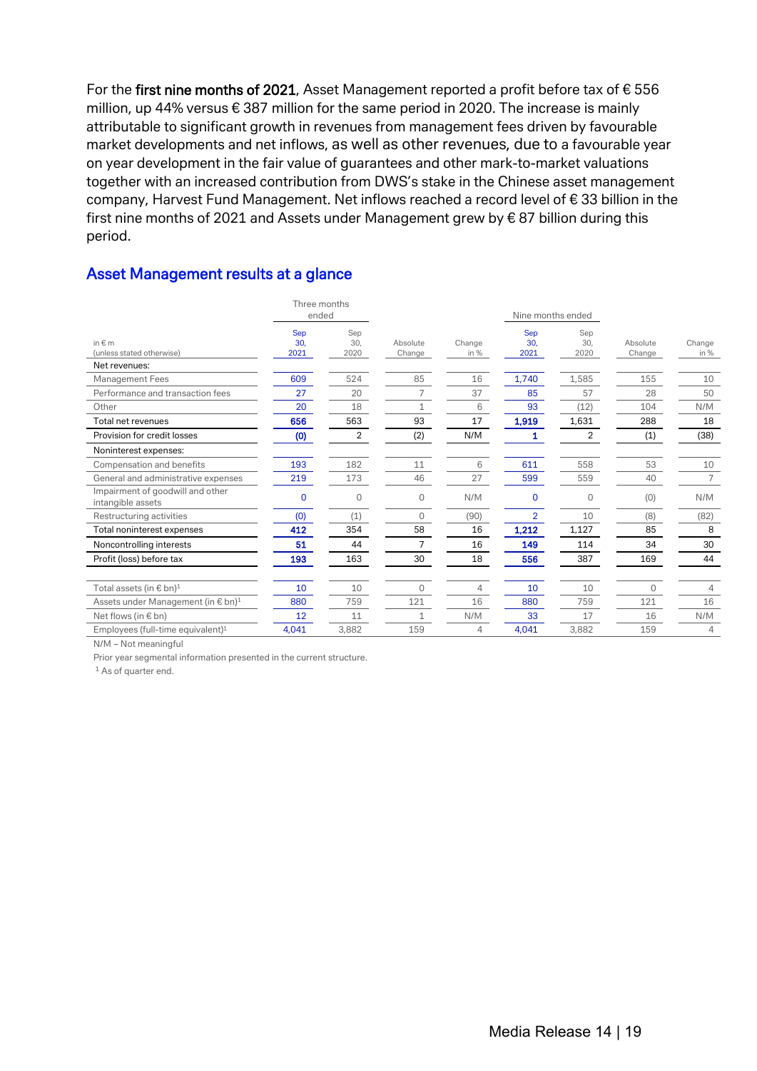For the **first nine months of 2021**, Asset Management reported a profit before tax of € 556 million, up 44% versus € 387 million for the same period in 2020. The increase is mainly attributable to significant growth in revenues from management fees driven by favourable market developments and net inflows, as well as other revenues, due to a favourable year on year development in the fair value of guarantees and other mark-to-market valuations together with an increased contribution from DWS's stake in the Chinese asset management company, Harvest Fund Management. Net inflows reached a record level of € 33 billion in the first nine months of 2021 and Assets under Management grew by € 87 billion during this period.

## Asset Management results at a glance

| in € m (unless stated otherwise) | Three months ended | | | | Nine months ended | | | |
|---|---|---|---|---|---|---|---|---|
| | Sep 30, 2021 | Sep 30, 2020 | Absolute Change | Change in % | Sep 30, 2021 | Sep 30, 2020 | Absolute Change | Change in % |
| Net revenues: | | | | | | | | |
| Management Fees | 609 | 524 | 85 | 16 | 1,740 | 1,585 | 155 | 10 |
| Performance and transaction fees | 27 | 20 | 7 | 37 | 85 | 57 | 28 | 50 |
| Other | 20 | 18 | 1 | 6 | 93 | (12) | 104 | N/M |
| Total net revenues | 656 | 563 | 93 | 17 | 1,919 | 1,631 | 288 | 18 |
| Provision for credit losses | (0) | 2 | (2) | N/M | 1 | 2 | (1) | (38) |
| Noninterest expenses: | | | | | | | | |
| Compensation and benefits | 193 | 182 | 11 | 6 | 611 | 558 | 53 | 10 |
| General and administrative expenses | 219 | 173 | 46 | 27 | 599 | 559 | 40 | 7 |
| Impairment of goodwill and other intangible assets | 0 | 0 | 0 | N/M | 0 | 0 | (0) | N/M |
| Restructuring activities | (0) | (1) | 0 | (90) | 2 | 10 | (8) | (82) |
| Total noninterest expenses | 412 | 354 | 58 | 16 | 1,212 | 1,127 | 85 | 8 |
| Noncontrolling interests | 51 | 44 | 7 | 16 | 149 | 114 | 34 | 30 |
| Profit (loss) before tax | 193 | 163 | 30 | 18 | 556 | 387 | 169 | 44 |
| | | | | | | | | |
| Total assets (in € bn)[1] | 10 | 10 | 0 | 4 | 10 | 10 | 0 | 4 |
| Assets under Management (in € bn)[1] | 880 | 759 | 121 | 16 | 880 | 759 | 121 | 16 |
| Net flows (in € bn) | 12 | 11 | 1 | N/M | 33 | 17 | 16 | N/M |
| Employees (full-time equivalent)[1] | 4,041 | 3,882 | 159 | 4 | 4,041 | 3,882 | 159 | 4 |

N/M – Not meaningful

Prior year segmental information presented in the current structure.

[1] As of quarter end.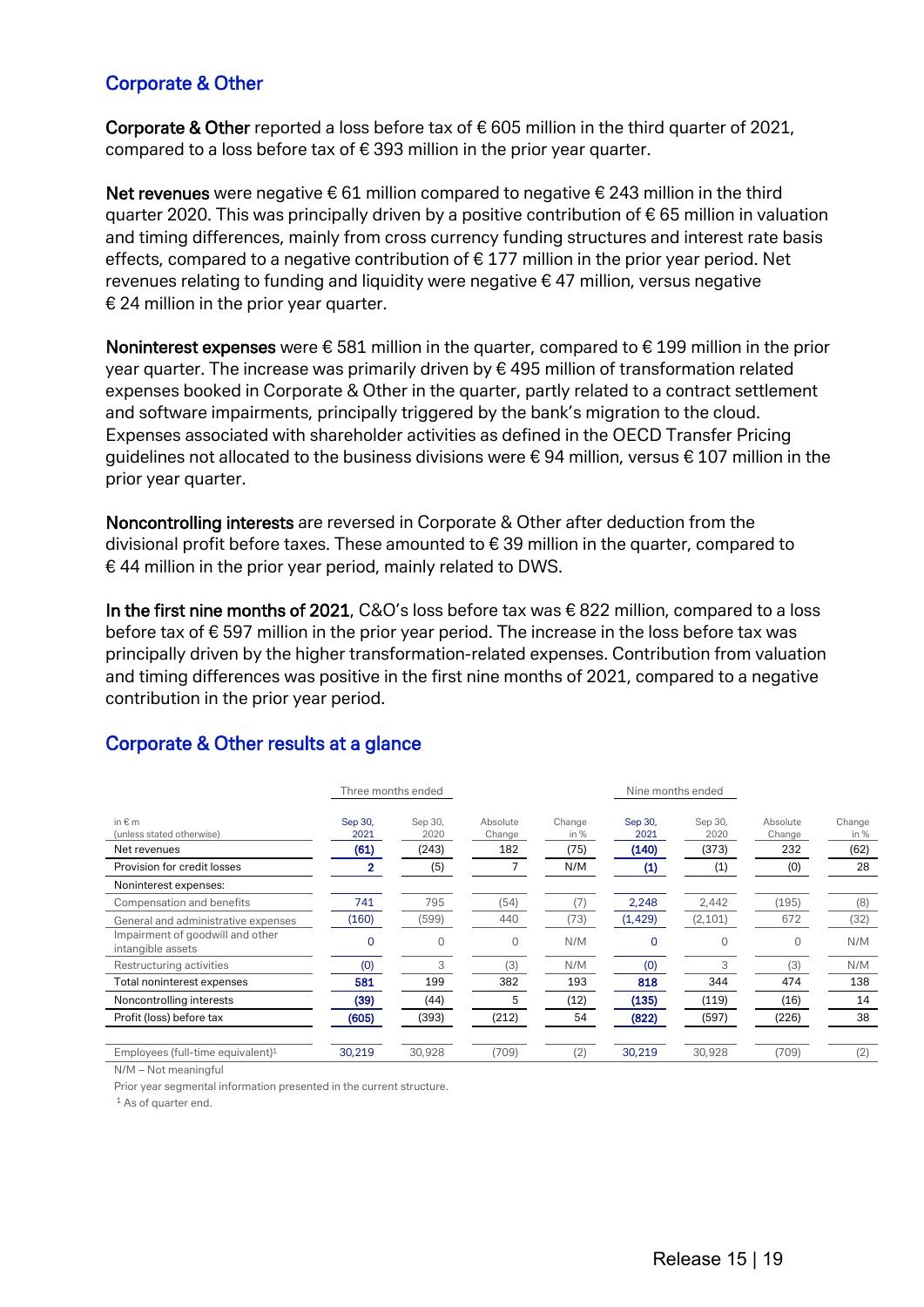## Corporate & Other

**Corporate & Other** reported a loss before tax of € 605 million in the third quarter of 2021, compared to a loss before tax of € 393 million in the prior year quarter.

**Net revenues** were negative € 61 million compared to negative € 243 million in the third quarter 2020. This was principally driven by a positive contribution of € 65 million in valuation and timing differences, mainly from cross currency funding structures and interest rate basis effects, compared to a negative contribution of € 177 million in the prior year period. Net revenues relating to funding and liquidity were negative € 47 million, versus negative € 24 million in the prior year quarter.

**Noninterest expenses** were € 581 million in the quarter, compared to € 199 million in the prior year quarter. The increase was primarily driven by € 495 million of transformation related expenses booked in Corporate & Other in the quarter, partly related to a contract settlement and software impairments, principally triggered by the bank's migration to the cloud. Expenses associated with shareholder activities as defined in the OECD Transfer Pricing guidelines not allocated to the business divisions were € 94 million, versus € 107 million in the prior year quarter.

**Noncontrolling interests** are reversed in Corporate & Other after deduction from the divisional profit before taxes. These amounted to € 39 million in the quarter, compared to € 44 million in the prior year period, mainly related to DWS.

**In the first nine months of 2021**, C&O's loss before tax was € 822 million, compared to a loss before tax of € 597 million in the prior year period. The increase in the loss before tax was principally driven by the higher transformation-related expenses. Contribution from valuation and timing differences was positive in the first nine months of 2021, compared to a negative contribution in the prior year period.

## Corporate & Other results at a glance

| in € m (unless stated otherwise) | Three months ended | | | | Nine months ended | | | |
|---|---|---|---|---|---|---|---|---|
| | Sep 30, 2021 | Sep 30, 2020 | Absolute Change | Change in % | Sep 30, 2021 | Sep 30, 2020 | Absolute Change | Change in % |
| Net revenues | **(61)** | (243) | 182 | (75) | **(140)** | (373) | 232 | (62) |
| Provision for credit losses | **2** | (5) | 7 | N/M | **(1)** | (1) | (0) | 28 |
| Noninterest expenses: | | | | | | | | |
| Compensation and benefits | 741 | 795 | (54) | (7) | 2,248 | 2,442 | (195) | (8) |
| General and administrative expenses | (160) | (599) | 440 | (73) | (1,429) | (2,101) | 672 | (32) |
| Impairment of goodwill and other intangible assets | 0 | 0 | 0 | N/M | 0 | 0 | 0 | N/M |
| Restructuring activities | (0) | 3 | (3) | N/M | (0) | 3 | (3) | N/M |
| Total noninterest expenses | **581** | 199 | 382 | 193 | **818** | 344 | 474 | 138 |
| Noncontrolling interests | **(39)** | (44) | 5 | (12) | **(135)** | (119) | (16) | 14 |
| Profit (loss) before tax | **(605)** | (393) | (212) | 54 | **(822)** | (597) | (226) | 38 |
| Employees (full-time equivalent)[1] | 30,219 | 30,928 | (709) | (2) | 30,219 | 30,928 | (709) | (2) |

N/M – Not meaningful

Prior year segmental information presented in the current structure.

[1] As of quarter end.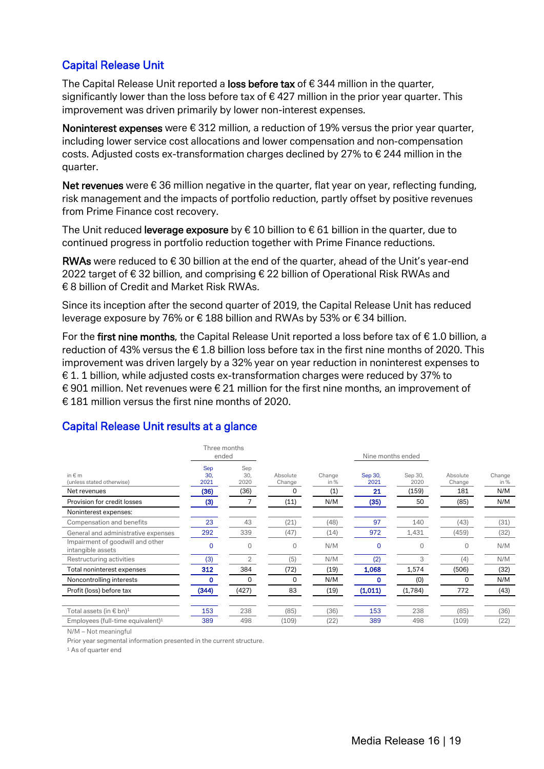## Capital Release Unit

The Capital Release Unit reported a **loss before tax** of € 344 million in the quarter, significantly lower than the loss before tax of € 427 million in the prior year quarter. This improvement was driven primarily by lower non-interest expenses.

**Noninterest expenses** were € 312 million, a reduction of 19% versus the prior year quarter, including lower service cost allocations and lower compensation and non-compensation costs. Adjusted costs ex-transformation charges declined by 27% to € 244 million in the quarter.

**Net revenues** were € 36 million negative in the quarter, flat year on year, reflecting funding, risk management and the impacts of portfolio reduction, partly offset by positive revenues from Prime Finance cost recovery.

The Unit reduced **leverage exposure** by € 10 billion to € 61 billion in the quarter, due to continued progress in portfolio reduction together with Prime Finance reductions.

**RWAs** were reduced to € 30 billion at the end of the quarter, ahead of the Unit's year-end 2022 target of € 32 billion, and comprising € 22 billion of Operational Risk RWAs and € 8 billion of Credit and Market Risk RWAs.

Since its inception after the second quarter of 2019, the Capital Release Unit has reduced leverage exposure by 76% or € 188 billion and RWAs by 53% or € 34 billion.

For the **first nine months**, the Capital Release Unit reported a loss before tax of € 1.0 billion, a reduction of 43% versus the € 1.8 billion loss before tax in the first nine months of 2020. This improvement was driven largely by a 32% year on year reduction in noninterest expenses to € 1. 1 billion, while adjusted costs ex-transformation charges were reduced by 37% to € 901 million. Net revenues were € 21 million for the first nine months, an improvement of € 181 million versus the first nine months of 2020.

## Capital Release Unit results at a glance

| in € m (unless stated otherwise) | Three months ended | | | | Nine months ended | | | |
|---|---|---|---|---|---|---|---|---|
| | Sep 30, 2021 | Sep 30, 2020 | Absolute Change | Change in % | Sep 30, 2021 | Sep 30, 2020 | Absolute Change | Change in % |
| Net revenues | **(36)** | (36) | 0 | (1) | **21** | (159) | 181 | N/M |
| Provision for credit losses | **(3)** | 7 | (11) | N/M | **(35)** | 50 | (85) | N/M |
| Noninterest expenses: | | | | | | | | |
| Compensation and benefits | 23 | 43 | (21) | (48) | 97 | 140 | (43) | (31) |
| General and administrative expenses | 292 | 339 | (47) | (14) | 972 | 1,431 | (459) | (32) |
| Impairment of goodwill and other intangible assets | 0 | 0 | 0 | N/M | 0 | 0 | 0 | N/M |
| Restructuring activities | (3) | 2 | (5) | N/M | (2) | 3 | (4) | N/M |
| Total noninterest expenses | **312** | 384 | (72) | (19) | **1,068** | 1,574 | (506) | (32) |
| Noncontrolling interests | **0** | 0 | 0 | N/M | **0** | (0) | 0 | N/M |
| Profit (loss) before tax | **(344)** | (427) | 83 | (19) | **(1,011)** | (1,784) | 772 | (43) |
| | | | | | | | | |
| Total assets (in € bn)[1] | 153 | 238 | (85) | (36) | 153 | 238 | (85) | (36) |
| Employees (full-time equivalent)[1] | 389 | 498 | (109) | (22) | 389 | 498 | (109) | (22) |

N/M – Not meaningful

Prior year segmental information presented in the current structure.

[1] As of quarter end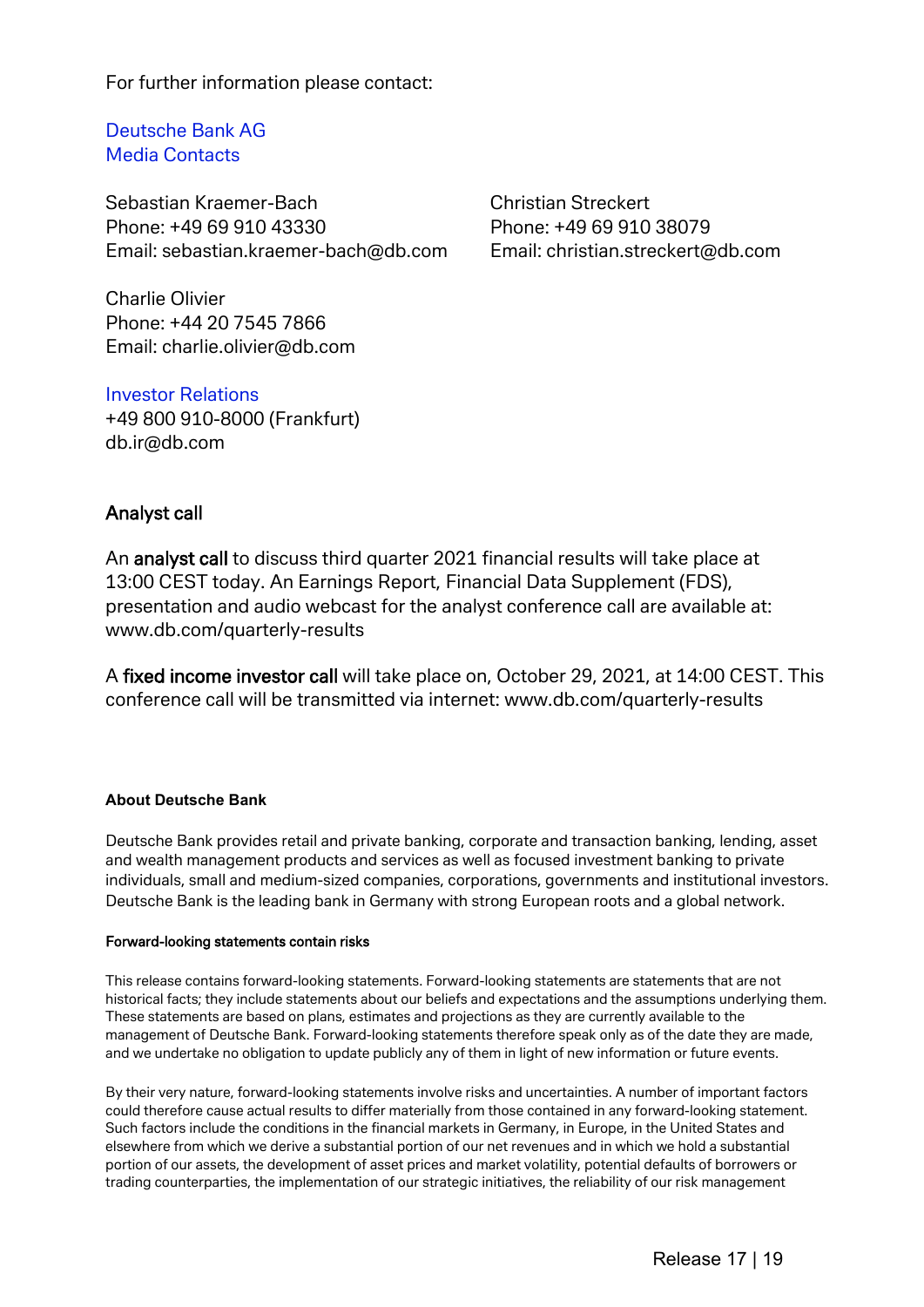For further information please contact:

Deutsche Bank AG
Media Contacts

Sebastian Kraemer-Bach
Phone: +49 69 910 43330
Email: sebastian.kraemer-bach@db.com

Christian Streckert
Phone: +49 69 910 38079
Email: christian.streckert@db.com

Charlie Olivier
Phone: +44 20 7545 7866
Email: charlie.olivier@db.com

Investor Relations
+49 800 910-8000 (Frankfurt)
db.ir@db.com

## Analyst call

An **analyst call** to discuss third quarter 2021 financial results will take place at 13:00 CEST today. An Earnings Report, Financial Data Supplement (FDS), presentation and audio webcast for the analyst conference call are available at: www.db.com/quarterly-results

A **fixed income investor call** will take place on, October 29, 2021, at 14:00 CEST. This conference call will be transmitted via internet: www.db.com/quarterly-results

**About Deutsche Bank**

Deutsche Bank provides retail and private banking, corporate and transaction banking, lending, asset and wealth management products and services as well as focused investment banking to private individuals, small and medium-sized companies, corporations, governments and institutional investors. Deutsche Bank is the leading bank in Germany with strong European roots and a global network.

**Forward-looking statements contain risks**

This release contains forward-looking statements. Forward-looking statements are statements that are not historical facts; they include statements about our beliefs and expectations and the assumptions underlying them. These statements are based on plans, estimates and projections as they are currently available to the management of Deutsche Bank. Forward-looking statements therefore speak only as of the date they are made, and we undertake no obligation to update publicly any of them in light of new information or future events.

By their very nature, forward-looking statements involve risks and uncertainties. A number of important factors could therefore cause actual results to differ materially from those contained in any forward-looking statement. Such factors include the conditions in the financial markets in Germany, in Europe, in the United States and elsewhere from which we derive a substantial portion of our net revenues and in which we hold a substantial portion of our assets, the development of asset prices and market volatility, potential defaults of borrowers or trading counterparties, the implementation of our strategic initiatives, the reliability of our risk management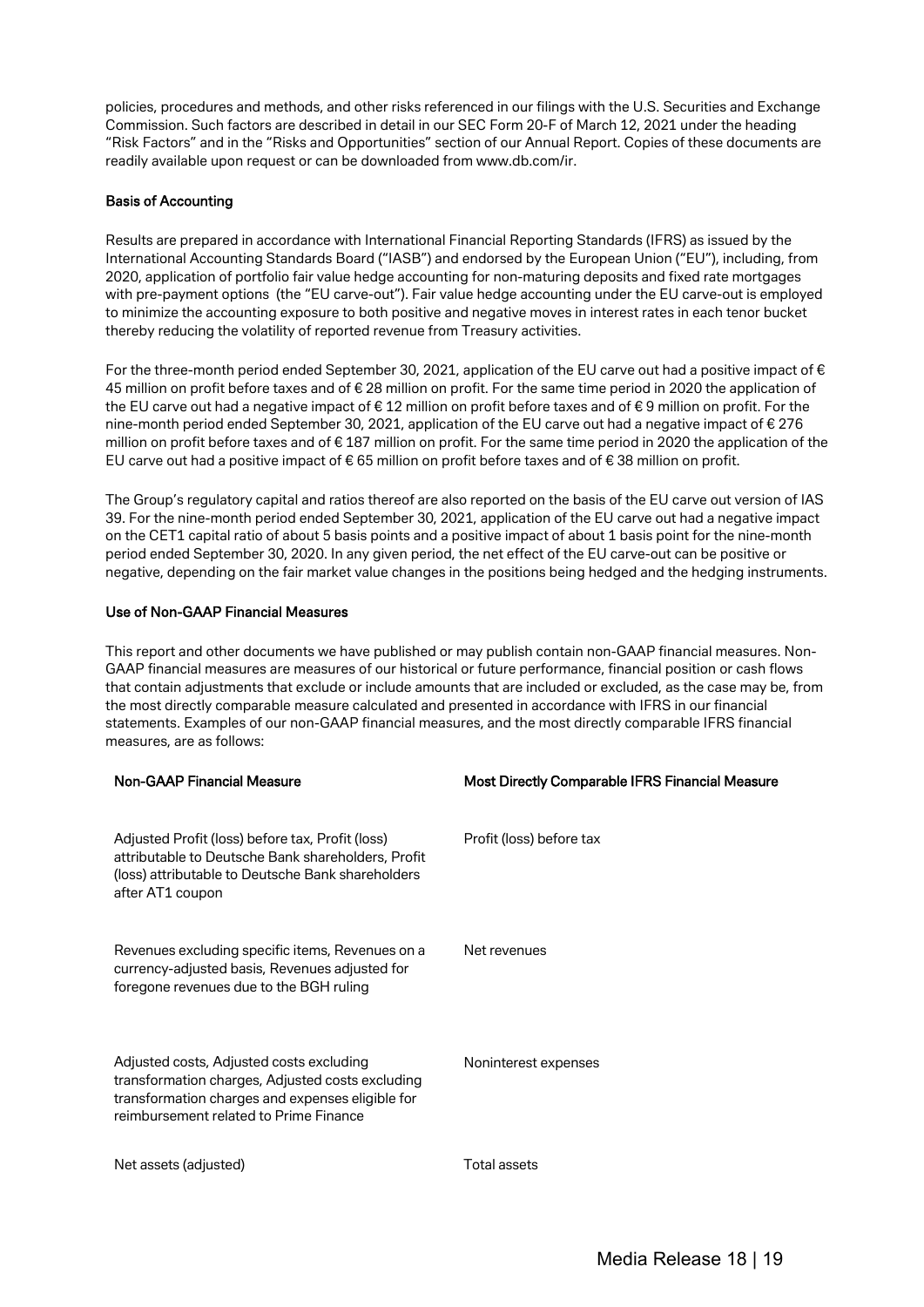policies, procedures and methods, and other risks referenced in our filings with the U.S. Securities and Exchange Commission. Such factors are described in detail in our SEC Form 20-F of March 12, 2021 under the heading "Risk Factors" and in the "Risks and Opportunities" section of our Annual Report. Copies of these documents are readily available upon request or can be downloaded from www.db.com/ir.

### Basis of Accounting

Results are prepared in accordance with International Financial Reporting Standards (IFRS) as issued by the International Accounting Standards Board ("IASB") and endorsed by the European Union ("EU"), including, from 2020, application of portfolio fair value hedge accounting for non-maturing deposits and fixed rate mortgages with pre-payment options (the "EU carve-out"). Fair value hedge accounting under the EU carve-out is employed to minimize the accounting exposure to both positive and negative moves in interest rates in each tenor bucket thereby reducing the volatility of reported revenue from Treasury activities.

For the three-month period ended September 30, 2021, application of the EU carve out had a positive impact of € 45 million on profit before taxes and of € 28 million on profit. For the same time period in 2020 the application of the EU carve out had a negative impact of € 12 million on profit before taxes and of € 9 million on profit. For the nine-month period ended September 30, 2021, application of the EU carve out had a negative impact of € 276 million on profit before taxes and of € 187 million on profit. For the same time period in 2020 the application of the EU carve out had a positive impact of € 65 million on profit before taxes and of € 38 million on profit.

The Group's regulatory capital and ratios thereof are also reported on the basis of the EU carve out version of IAS 39. For the nine-month period ended September 30, 2021, application of the EU carve out had a negative impact on the CET1 capital ratio of about 5 basis points and a positive impact of about 1 basis point for the nine-month period ended September 30, 2020. In any given period, the net effect of the EU carve-out can be positive or negative, depending on the fair market value changes in the positions being hedged and the hedging instruments.

### Use of Non-GAAP Financial Measures

This report and other documents we have published or may publish contain non-GAAP financial measures. Non-GAAP financial measures are measures of our historical or future performance, financial position or cash flows that contain adjustments that exclude or include amounts that are included or excluded, as the case may be, from the most directly comparable measure calculated and presented in accordance with IFRS in our financial statements. Examples of our non-GAAP financial measures, and the most directly comparable IFRS financial measures, are as follows:

| Non-GAAP Financial Measure | Most Directly Comparable IFRS Financial Measure |
|---|---|
| Adjusted Profit (loss) before tax, Profit (loss) attributable to Deutsche Bank shareholders, Profit (loss) attributable to Deutsche Bank shareholders after AT1 coupon | Profit (loss) before tax |
| Revenues excluding specific items, Revenues on a currency-adjusted basis, Revenues adjusted for foregone revenues due to the BGH ruling | Net revenues |
| Adjusted costs, Adjusted costs excluding transformation charges, Adjusted costs excluding transformation charges and expenses eligible for reimbursement related to Prime Finance | Noninterest expenses |
| Net assets (adjusted) | Total assets |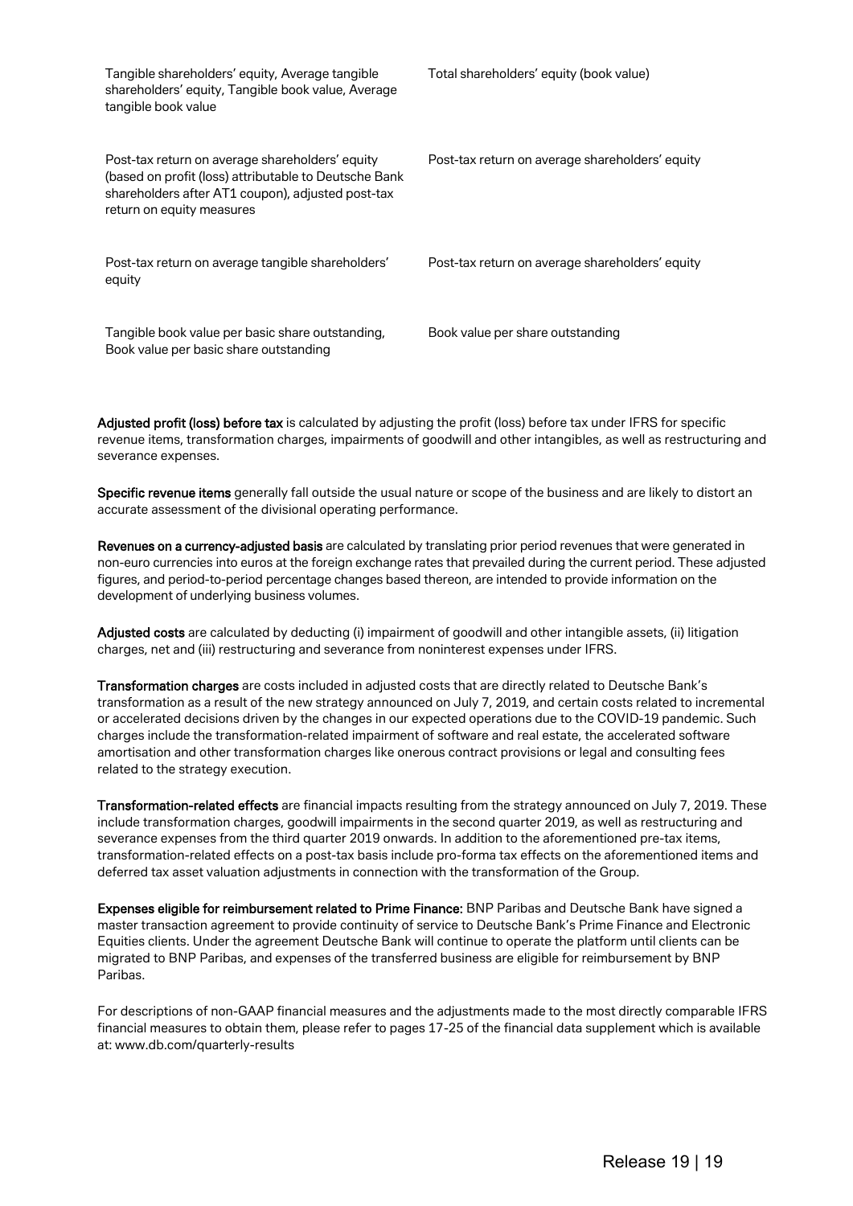| | |
|---|---|
| Tangible shareholders' equity, Average tangible shareholders' equity, Tangible book value, Average tangible book value | Total shareholders' equity (book value) |
| Post-tax return on average shareholders' equity (based on profit (loss) attributable to Deutsche Bank shareholders after AT1 coupon), adjusted post-tax return on equity measures | Post-tax return on average shareholders' equity |
| Post-tax return on average tangible shareholders' equity | Post-tax return on average shareholders' equity |
| Tangible book value per basic share outstanding, Book value per basic share outstanding | Book value per share outstanding |

**Adjusted profit (loss) before tax** is calculated by adjusting the profit (loss) before tax under IFRS for specific revenue items, transformation charges, impairments of goodwill and other intangibles, as well as restructuring and severance expenses.

**Specific revenue items** generally fall outside the usual nature or scope of the business and are likely to distort an accurate assessment of the divisional operating performance.

**Revenues on a currency-adjusted basis** are calculated by translating prior period revenues that were generated in non-euro currencies into euros at the foreign exchange rates that prevailed during the current period. These adjusted figures, and period-to-period percentage changes based thereon, are intended to provide information on the development of underlying business volumes.

**Adjusted costs** are calculated by deducting (i) impairment of goodwill and other intangible assets, (ii) litigation charges, net and (iii) restructuring and severance from noninterest expenses under IFRS.

**Transformation charges** are costs included in adjusted costs that are directly related to Deutsche Bank's transformation as a result of the new strategy announced on July 7, 2019, and certain costs related to incremental or accelerated decisions driven by the changes in our expected operations due to the COVID-19 pandemic. Such charges include the transformation-related impairment of software and real estate, the accelerated software amortisation and other transformation charges like onerous contract provisions or legal and consulting fees related to the strategy execution.

**Transformation-related effects** are financial impacts resulting from the strategy announced on July 7, 2019. These include transformation charges, goodwill impairments in the second quarter 2019, as well as restructuring and severance expenses from the third quarter 2019 onwards. In addition to the aforementioned pre-tax items, transformation-related effects on a post-tax basis include pro-forma tax effects on the aforementioned items and deferred tax asset valuation adjustments in connection with the transformation of the Group.

**Expenses eligible for reimbursement related to Prime Finance:** BNP Paribas and Deutsche Bank have signed a master transaction agreement to provide continuity of service to Deutsche Bank's Prime Finance and Electronic Equities clients. Under the agreement Deutsche Bank will continue to operate the platform until clients can be migrated to BNP Paribas, and expenses of the transferred business are eligible for reimbursement by BNP Paribas.

For descriptions of non-GAAP financial measures and the adjustments made to the most directly comparable IFRS financial measures to obtain them, please refer to pages 17-25 of the financial data supplement which is available at: www.db.com/quarterly-results